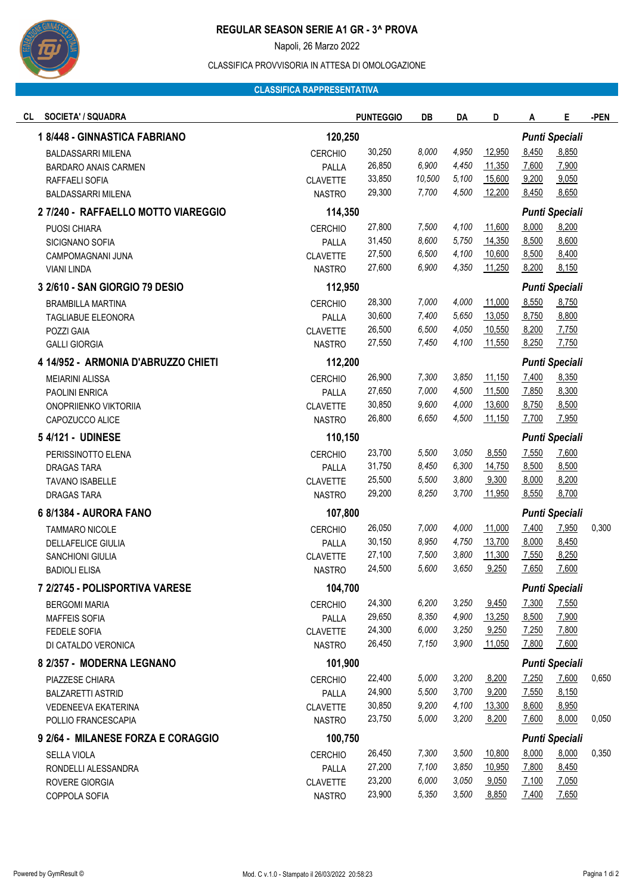# REGULAR SEASON SERIE A1 GR - 3^ PROVA

Napoli, 26 Marzo 2022

CLASSIFICA PROVVISORIA IN ATTESA DI OMOLOGAZIONE

**CLASSIFICA RAPPRESENTATIVA**

| CL | SOCIETA' / SQUADRA | | PUNTEGGIO | DB | DA | D | A | E | -PEN |
|---|---|---|---|---|---|---|---|---|---|
| **1** | **8/448 - GINNASTICA FABRIANO** | | **120,250** | | | | ***Punti Speciali*** | | |
| | BALDASSARRI MILENA | CERCHIO | 30,250 | *8,000* | *4,950* | 12,950 | 8,450 | 8,850 | |
| | BARDARO ANAIS CARMEN | PALLA | 26,850 | *6,900* | *4,450* | 11,350 | 7,600 | 7,900 | |
| | RAFFAELI SOFIA | CLAVETTE | 33,850 | *10,500* | *5,100* | 15,600 | 9,200 | 9,050 | |
| | BALDASSARRI MILENA | NASTRO | 29,300 | *7,700* | *4,500* | 12,200 | 8,450 | 8,650 | |
| **2** | **7/240 - RAFFAELLO MOTTO VIAREGGIO** | | **114,350** | | | | ***Punti Speciali*** | | |
| | PUOSI CHIARA | CERCHIO | 27,800 | *7,500* | *4,100* | 11,600 | 8,000 | 8,200 | |
| | SICIGNANO SOFIA | PALLA | 31,450 | *8,600* | *5,750* | 14,350 | 8,500 | 8,600 | |
| | CAMPOMAGNANI JUNA | CLAVETTE | 27,500 | *6,500* | *4,100* | 10,600 | 8,500 | 8,400 | |
| | VIANI LINDA | NASTRO | 27,600 | *6,900* | *4,350* | 11,250 | 8,200 | 8,150 | |
| **3** | **2/610 - SAN GIORGIO 79 DESIO** | | **112,950** | | | | ***Punti Speciali*** | | |
| | BRAMBILLA MARTINA | CERCHIO | 28,300 | *7,000* | *4,000* | 11,000 | 8,550 | 8,750 | |
| | TAGLIABUE ELEONORA | PALLA | 30,600 | *7,400* | *5,650* | 13,050 | 8,750 | 8,800 | |
| | POZZI GAIA | CLAVETTE | 26,500 | *6,500* | *4,050* | 10,550 | 8,200 | 7,750 | |
| | GALLI GIORGIA | NASTRO | 27,550 | *7,450* | *4,100* | 11,550 | 8,250 | 7,750 | |
| **4** | **14/952 - ARMONIA D'ABRUZZO CHIETI** | | **112,200** | | | | ***Punti Speciali*** | | |
| | MEIARINI ALISSA | CERCHIO | 26,900 | *7,300* | *3,850* | 11,150 | 7,400 | 8,350 | |
| | PAOLINI ENRICA | PALLA | 27,650 | *7,000* | *4,500* | 11,500 | 7,850 | 8,300 | |
| | ONOPRIIENKO VIKTORIIA | CLAVETTE | 30,850 | *9,600* | *4,000* | 13,600 | 8,750 | 8,500 | |
| | CAPOZUCCO ALICE | NASTRO | 26,800 | *6,650* | *4,500* | 11,150 | 7,700 | 7,950 | |
| **5** | **4/121 - UDINESE** | | **110,150** | | | | ***Punti Speciali*** | | |
| | PERISSINOTTO ELENA | CERCHIO | 23,700 | *5,500* | *3,050* | 8,550 | 7,550 | 7,600 | |
| | DRAGAS TARA | PALLA | 31,750 | *8,450* | *6,300* | 14,750 | 8,500 | 8,500 | |
| | TAVANO ISABELLE | CLAVETTE | 25,500 | *5,500* | *3,800* | 9,300 | 8,000 | 8,200 | |
| | DRAGAS TARA | NASTRO | 29,200 | *8,250* | *3,700* | 11,950 | 8,550 | 8,700 | |
| **6** | **8/1384 - AURORA FANO** | | **107,800** | | | | ***Punti Speciali*** | | |
| | TAMMARO NICOLE | CERCHIO | 26,050 | *7,000* | *4,000* | 11,000 | 7,400 | 7,950 | 0,300 |
| | DELLAFELICE GIULIA | PALLA | 30,150 | *8,950* | *4,750* | 13,700 | 8,000 | 8,450 | |
| | SANCHIONI GIULIA | CLAVETTE | 27,100 | *7,500* | *3,800* | 11,300 | 7,550 | 8,250 | |
| | BADIOLI ELISA | NASTRO | 24,500 | *5,600* | *3,650* | 9,250 | 7,650 | 7,600 | |
| **7** | **2/2745 - POLISPORTIVA VARESE** | | **104,700** | | | | ***Punti Speciali*** | | |
| | BERGOMI MARIA | CERCHIO | 24,300 | *6,200* | *3,250* | 9,450 | 7,300 | 7,550 | |
| | MAFFEIS SOFIA | PALLA | 29,650 | *8,350* | *4,900* | 13,250 | 8,500 | 7,900 | |
| | FEDELE SOFIA | CLAVETTE | 24,300 | *6,000* | *3,250* | 9,250 | 7,250 | 7,800 | |
| | DI CATALDO VERONICA | NASTRO | 26,450 | *7,150* | *3,900* | 11,050 | 7,800 | 7,600 | |
| **8** | **2/357 - MODERNA LEGNANO** | | **101,900** | | | | ***Punti Speciali*** | | |
| | PIAZZESE CHIARA | CERCHIO | 22,400 | *5,000* | *3,200* | 8,200 | 7,250 | 7,600 | 0,650 |
| | BALZARETTI ASTRID | PALLA | 24,900 | *5,500* | *3,700* | 9,200 | 7,550 | 8,150 | |
| | VEDENEEVA EKATERINA | CLAVETTE | 30,850 | *9,200* | *4,100* | 13,300 | 8,600 | 8,950 | |
| | POLLIO FRANCESCAPIA | NASTRO | 23,750 | *5,000* | *3,200* | 8,200 | 7,600 | 8,000 | 0,050 |
| **9** | **2/64 - MILANESE FORZA E CORAGGIO** | | **100,750** | | | | ***Punti Speciali*** | | |
| | SELLA VIOLA | CERCHIO | 26,450 | *7,300* | *3,500* | 10,800 | 8,000 | 8,000 | 0,350 |
| | RONDELLI ALESSANDRA | PALLA | 27,200 | *7,100* | *3,850* | 10,950 | 7,800 | 8,450 | |
| | ROVERE GIORGIA | CLAVETTE | 23,200 | *6,000* | *3,050* | 9,050 | 7,100 | 7,050 | |
| | COPPOLA SOFIA | NASTRO | 23,900 | *5,350* | *3,500* | 8,850 | 7,400 | 7,650 | |

Powered by GymResult ©  Mod. C v.1.0 - Stampato il 26/03/2022 20:58:23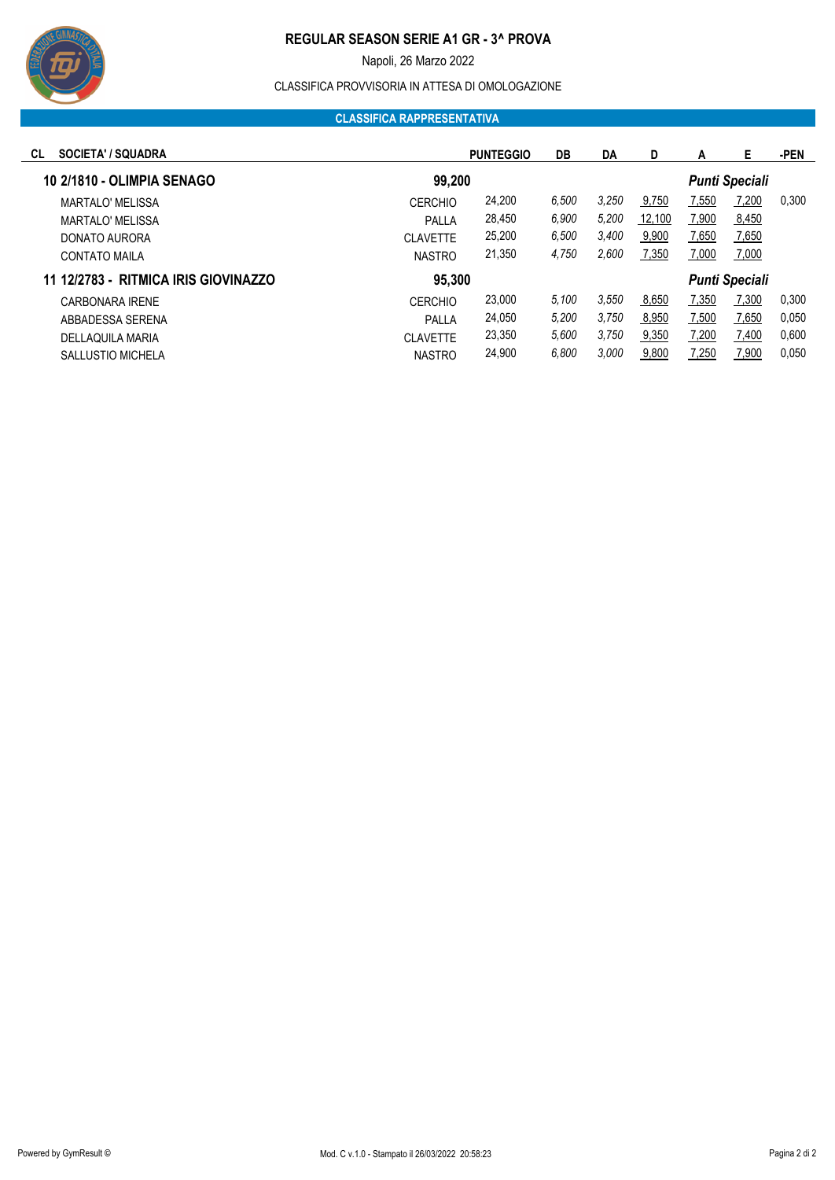# REGULAR SEASON SERIE A1 GR - 3^ PROVA

Napoli, 26 Marzo 2022

CLASSIFICA PROVVISORIA IN ATTESA DI OMOLOGAZIONE

## CLASSIFICA RAPPRESENTATIVA

| CL | SOCIETA' / SQUADRA | | PUNTEGGIO | DB | DA | D | A | E | -PEN |
|---|---|---|---|---|---|---|---|---|---|
| **10** | **2/1810 - OLIMPIA SENAGO** | | **99,200** | | | | ***Punti Speciali*** | | |
| | MARTALO' MELISSA | CERCHIO | 24,200 | *6,500* | *3,250* | 9,750 | 7,550 | 7,200 | 0,300 |
| | MARTALO' MELISSA | PALLA | 28,450 | *6,900* | *5,200* | 12,100 | 7,900 | 8,450 | |
| | DONATO AURORA | CLAVETTE | 25,200 | *6,500* | *3,400* | 9,900 | 7,650 | 7,650 | |
| | CONTATO MAILA | NASTRO | 21,350 | *4,750* | *2,600* | 7,350 | 7,000 | 7,000 | |
| **11** | **12/2783 - RITMICA IRIS GIOVINAZZO** | | **95,300** | | | | ***Punti Speciali*** | | |
| | CARBONARA IRENE | CERCHIO | 23,000 | *5,100* | *3,550* | 8,650 | 7,350 | 7,300 | 0,300 |
| | ABBADESSA SERENA | PALLA | 24,050 | *5,200* | *3,750* | 8,950 | 7,500 | 7,650 | 0,050 |
| | DELLAQUILA MARIA | CLAVETTE | 23,350 | *5,600* | *3,750* | 9,350 | 7,200 | 7,400 | 0,600 |
| | SALLUSTIO MICHELA | NASTRO | 24,900 | *6,800* | *3,000* | 9,800 | 7,250 | 7,900 | 0,050 |

Powered by GymResult © Mod. C v.1.0 - Stampato il 26/03/2022 20:58:23